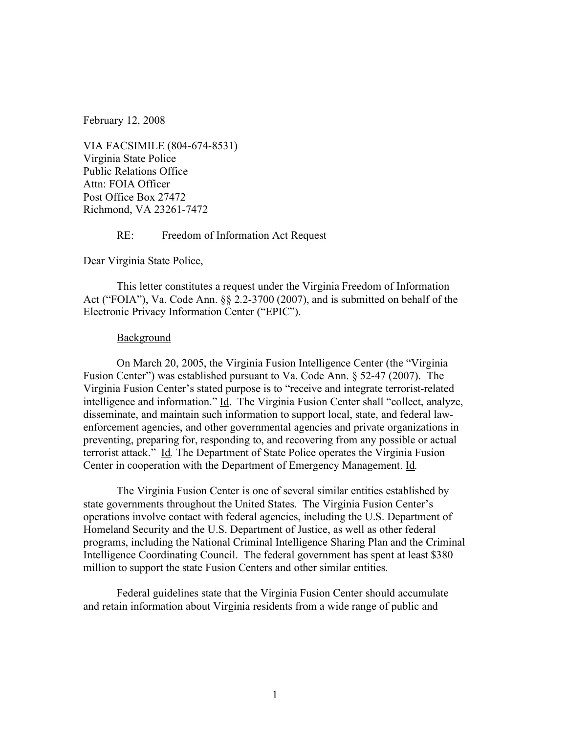February 12, 2008

VIA FACSIMILE (804-674-8531)
Virginia State Police
Public Relations Office
Attn: FOIA Officer
Post Office Box 27472
Richmond, VA 23261-7472

RE: Freedom of Information Act Request

Dear Virginia State Police,

This letter constitutes a request under the Virginia Freedom of Information Act ("FOIA"), Va. Code Ann. §§ 2.2-3700 (2007), and is submitted on behalf of the Electronic Privacy Information Center ("EPIC").

Background

On March 20, 2005, the Virginia Fusion Intelligence Center (the "Virginia Fusion Center") was established pursuant to Va. Code Ann. § 52-47 (2007). The Virginia Fusion Center's stated purpose is to "receive and integrate terrorist-related intelligence and information." Id. The Virginia Fusion Center shall "collect, analyze, disseminate, and maintain such information to support local, state, and federal law-enforcement agencies, and other governmental agencies and private organizations in preventing, preparing for, responding to, and recovering from any possible or actual terrorist attack." Id. The Department of State Police operates the Virginia Fusion Center in cooperation with the Department of Emergency Management. Id.

The Virginia Fusion Center is one of several similar entities established by state governments throughout the United States. The Virginia Fusion Center's operations involve contact with federal agencies, including the U.S. Department of Homeland Security and the U.S. Department of Justice, as well as other federal programs, including the National Criminal Intelligence Sharing Plan and the Criminal Intelligence Coordinating Council. The federal government has spent at least $380 million to support the state Fusion Centers and other similar entities.

Federal guidelines state that the Virginia Fusion Center should accumulate and retain information about Virginia residents from a wide range of public and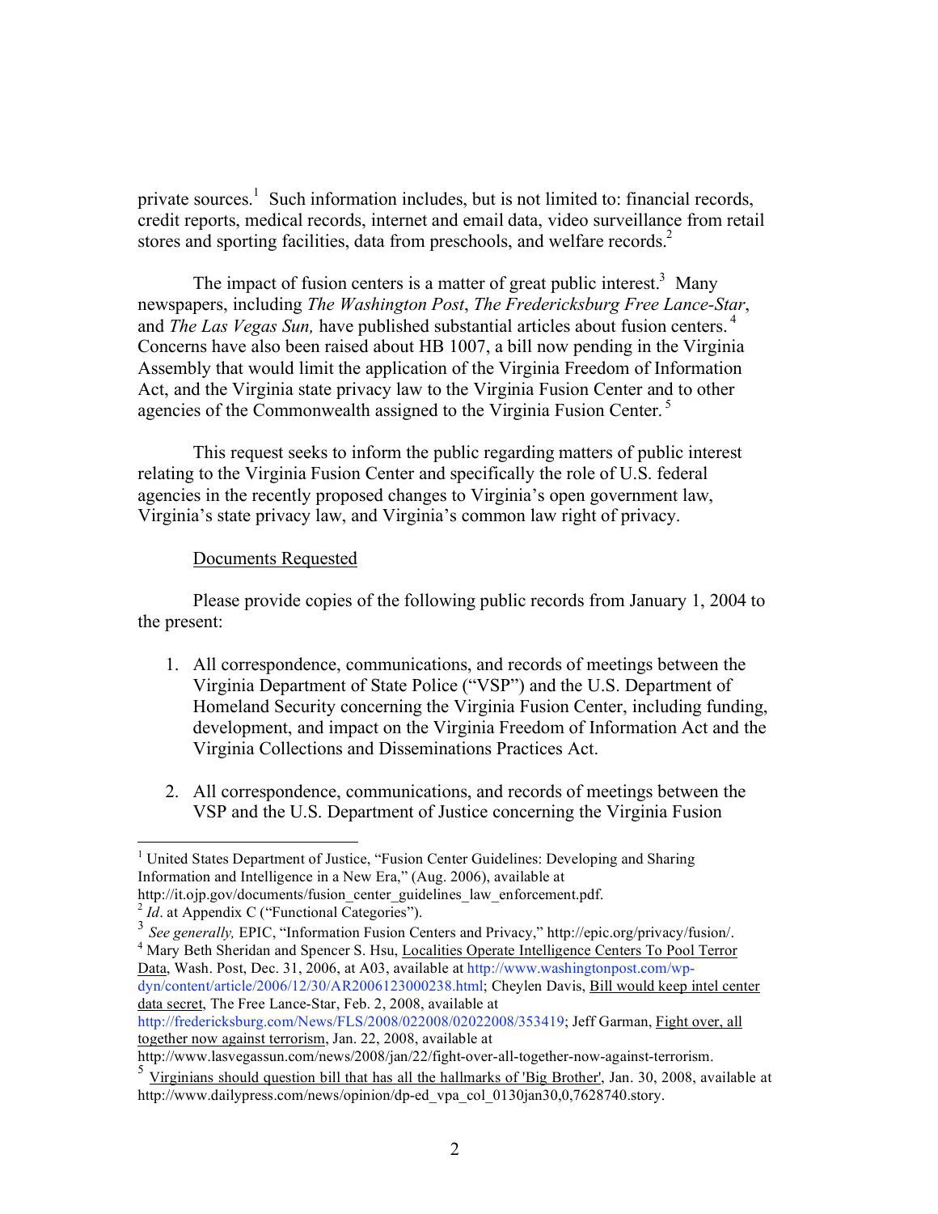private sources.[1] Such information includes, but is not limited to: financial records, credit reports, medical records, internet and email data, video surveillance from retail stores and sporting facilities, data from preschools, and welfare records.[2]

The impact of fusion centers is a matter of great public interest.[3] Many newspapers, including *The Washington Post*, *The Fredericksburg Free Lance-Star*, and *The Las Vegas Sun,* have published substantial articles about fusion centers.[4] Concerns have also been raised about HB 1007, a bill now pending in the Virginia Assembly that would limit the application of the Virginia Freedom of Information Act, and the Virginia state privacy law to the Virginia Fusion Center and to other agencies of the Commonwealth assigned to the Virginia Fusion Center.[5]

This request seeks to inform the public regarding matters of public interest relating to the Virginia Fusion Center and specifically the role of U.S. federal agencies in the recently proposed changes to Virginia's open government law, Virginia's state privacy law, and Virginia's common law right of privacy.

<u>Documents Requested</u>

Please provide copies of the following public records from January 1, 2004 to the present:

1. All correspondence, communications, and records of meetings between the Virginia Department of State Police ("VSP") and the U.S. Department of Homeland Security concerning the Virginia Fusion Center, including funding, development, and impact on the Virginia Freedom of Information Act and the Virginia Collections and Disseminations Practices Act.

2. All correspondence, communications, and records of meetings between the VSP and the U.S. Department of Justice concerning the Virginia Fusion

---

[1] United States Department of Justice, "Fusion Center Guidelines: Developing and Sharing Information and Intelligence in a New Era," (Aug. 2006), available at http://it.ojp.gov/documents/fusion_center_guidelines_law_enforcement.pdf.

[2] *Id*. at Appendix C ("Functional Categories").

[3] *See generally,* EPIC, "Information Fusion Centers and Privacy," http://epic.org/privacy/fusion/.

[4] Mary Beth Sheridan and Spencer S. Hsu, <u>Localities Operate Intelligence Centers To Pool Terror Data</u>, Wash. Post, Dec. 31, 2006, at A03, available at http://www.washingtonpost.com/wp-dyn/content/article/2006/12/30/AR2006123000238.html; Cheylen Davis, <u>Bill would keep intel center data secret</u>, The Free Lance-Star, Feb. 2, 2008, available at http://fredericksburg.com/News/FLS/2008/022008/02022008/353419; Jeff Garman, <u>Fight over, all together now against terrorism</u>, Jan. 22, 2008, available at http://www.lasvegassun.com/news/2008/jan/22/fight-over-all-together-now-against-terrorism.

[5] <u>Virginians should question bill that has all the hallmarks of 'Big Brother'</u>, Jan. 30, 2008, available at http://www.dailypress.com/news/opinion/dp-ed_vpa_col_0130jan30,0,7628740.story.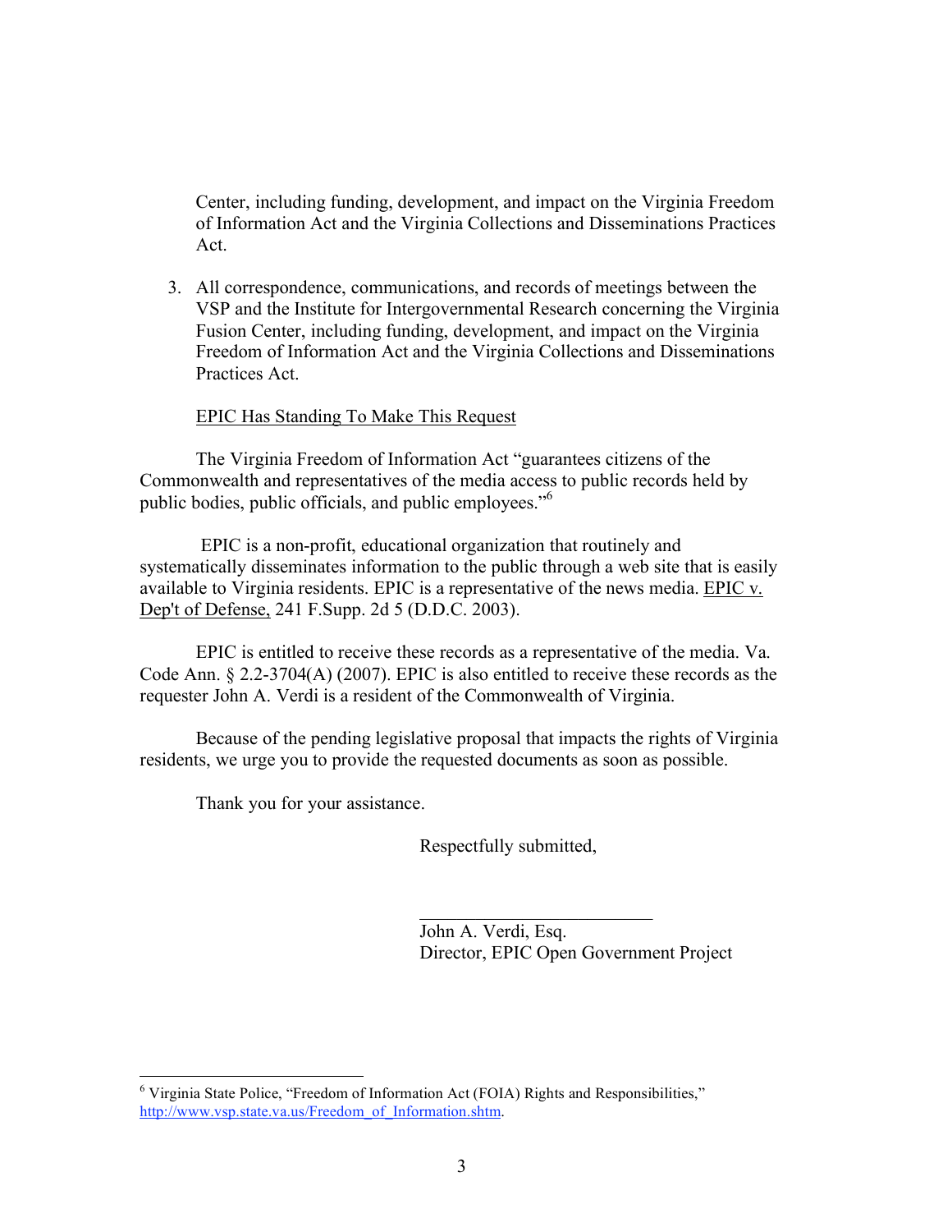Center, including funding, development, and impact on the Virginia Freedom of Information Act and the Virginia Collections and Disseminations Practices Act.

3. All correspondence, communications, and records of meetings between the VSP and the Institute for Intergovernmental Research concerning the Virginia Fusion Center, including funding, development, and impact on the Virginia Freedom of Information Act and the Virginia Collections and Disseminations Practices Act.

EPIC Has Standing To Make This Request

The Virginia Freedom of Information Act "guarantees citizens of the Commonwealth and representatives of the media access to public records held by public bodies, public officials, and public employees."[6]

EPIC is a non-profit, educational organization that routinely and systematically disseminates information to the public through a web site that is easily available to Virginia residents. EPIC is a representative of the news media. EPIC v. Dep't of Defense, 241 F.Supp. 2d 5 (D.D.C. 2003).

EPIC is entitled to receive these records as a representative of the media. Va. Code Ann. § 2.2-3704(A) (2007). EPIC is also entitled to receive these records as the requester John A. Verdi is a resident of the Commonwealth of Virginia.

Because of the pending legislative proposal that impacts the rights of Virginia residents, we urge you to provide the requested documents as soon as possible.

Thank you for your assistance.

Respectfully submitted,

___________________________

John A. Verdi, Esq.
Director, EPIC Open Government Project

[6] Virginia State Police, "Freedom of Information Act (FOIA) Rights and Responsibilities," http://www.vsp.state.va.us/Freedom_of_Information.shtm.